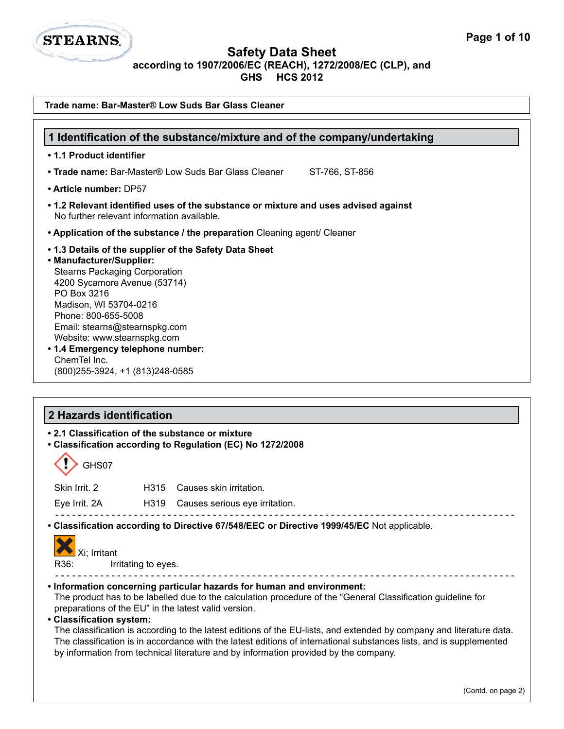STEARNS

# Safety Data Sheet
**according to 1907/2006/EC (REACH), 1272/2008/EC (CLP), and GHS HCS 2012**

**Trade name: Bar-Master® Low Suds Bar Glass Cleaner**

## 1 Identification of the substance/mixture and of the company/undertaking

- **1.1 Product identifier**
- **Trade name:** Bar-Master® Low Suds Bar Glass Cleaner ST-766, ST-856
- **Article number:** DP57
- **1.2 Relevant identified uses of the substance or mixture and uses advised against**
  No further relevant information available.
- **Application of the substance / the preparation** Cleaning agent/ Cleaner
- **1.3 Details of the supplier of the Safety Data Sheet**
- **Manufacturer/Supplier:**
  Stearns Packaging Corporation
  4200 Sycamore Avenue (53714)
  PO Box 3216
  Madison, WI 53704-0216
  Phone: 800-655-5008
  Email: stearns@stearnspkg.com
  Website: www.stearnspkg.com
- **1.4 Emergency telephone number:**
  ChemTel Inc.
  (800)255-3924, +1 (813)248-0585

## 2 Hazards identification

- **2.1 Classification of the substance or mixture**
- **Classification according to Regulation (EC) No 1272/2008**

GHS07

| | | |
|---|---|---|
| Skin Irrit. 2 | H315 | Causes skin irritation. |
| Eye Irrit. 2A | H319 | Causes serious eye irritation. |

- **Classification according to Directive 67/548/EEC or Directive 1999/45/EC** Not applicable.

Xi; Irritant

R36: Irritating to eyes.

- **Information concerning particular hazards for human and environment:**
  The product has to be labelled due to the calculation procedure of the "General Classification guideline for preparations of the EU" in the latest valid version.
- **Classification system:**
  The classification is according to the latest editions of the EU-lists, and extended by company and literature data. The classification is in accordance with the latest editions of international substances lists, and is supplemented by information from technical literature and by information provided by the company.

(Contd. on page 2)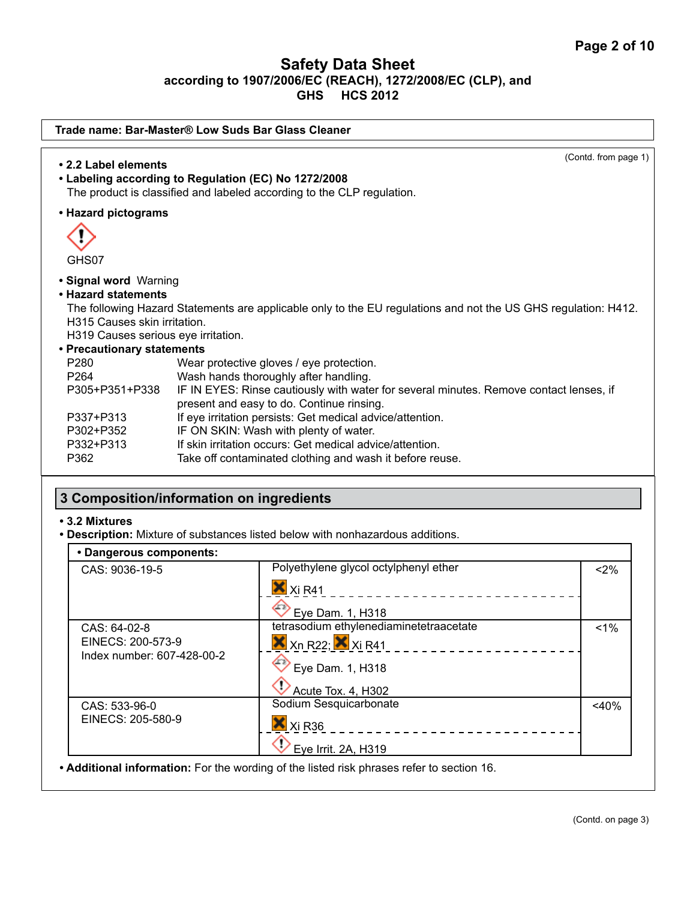# Safety Data Sheet
**according to 1907/2006/EC (REACH), 1272/2008/EC (CLP), and GHS HCS 2012**

**Trade name: Bar-Master® Low Suds Bar Glass Cleaner**

(Contd. from page 1)

- **2.2 Label elements**
- **Labeling according to Regulation (EC) No 1272/2008**
  The product is classified and labeled according to the CLP regulation.
- **Hazard pictograms**

  GHS07

- **Signal word** Warning
- **Hazard statements**
  The following Hazard Statements are applicable only to the EU regulations and not the US GHS regulation: H412.
  H315 Causes skin irritation.
  H319 Causes serious eye irritation.
- **Precautionary statements**

| | |
|---|---|
| P280 | Wear protective gloves / eye protection. |
| P264 | Wash hands thoroughly after handling. |
| P305+P351+P338 | IF IN EYES: Rinse cautiously with water for several minutes. Remove contact lenses, if present and easy to do. Continue rinsing. |
| P337+P313 | If eye irritation persists: Get medical advice/attention. |
| P302+P352 | IF ON SKIN: Wash with plenty of water. |
| P332+P313 | If skin irritation occurs: Get medical advice/attention. |
| P362 | Take off contaminated clothing and wash it before reuse. |

## 3 Composition/information on ingredients

- **3.2 Mixtures**
- **Description:** Mixture of substances listed below with nonhazardous additions.

| • Dangerous components: | | |
|---|---|---|
| CAS: 9036-19-5 | Polyethylene glycol octylphenyl ether<br>Xi R41<br>Eye Dam. 1, H318 | <2% |
| CAS: 64-02-8<br>EINECS: 200-573-9<br>Index number: 607-428-00-2 | tetrasodium ethylenediaminetetraacetate<br>Xn R22; Xi R41<br>Eye Dam. 1, H318<br>Acute Tox. 4, H302 | <1% |
| CAS: 533-96-0<br>EINECS: 205-580-9 | Sodium Sesquicarbonate<br>Xi R36<br>Eye Irrit. 2A, H319 | <40% |

- **Additional information:** For the wording of the listed risk phrases refer to section 16.

(Contd. on page 3)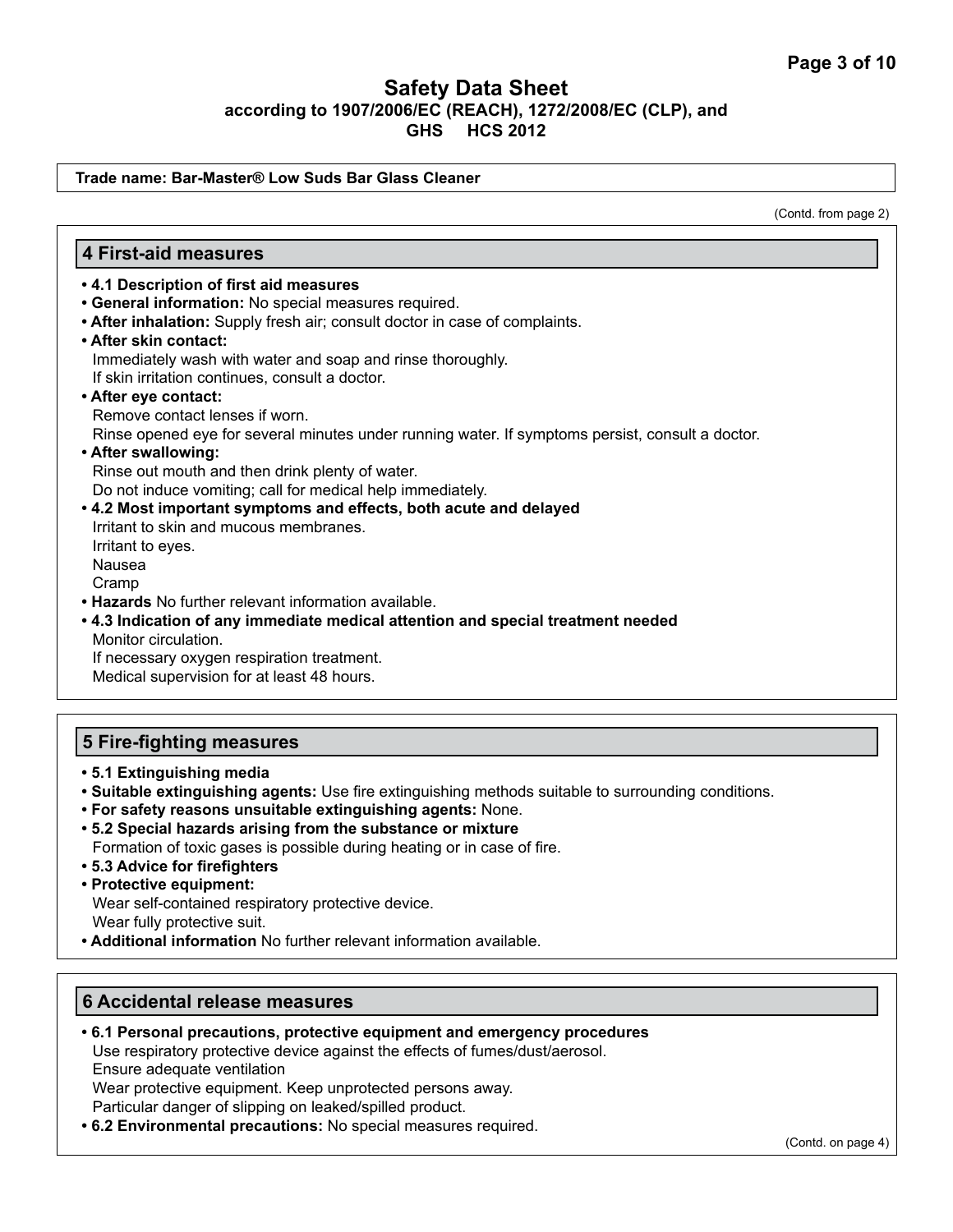**Trade name: Bar-Master® Low Suds Bar Glass Cleaner**

(Contd. from page 2)

## 4 First-aid measures

- **4.1 Description of first aid measures**
- **General information:** No special measures required.
- **After inhalation:** Supply fresh air; consult doctor in case of complaints.
- **After skin contact:**
  Immediately wash with water and soap and rinse thoroughly.
  If skin irritation continues, consult a doctor.
- **After eye contact:**
  Remove contact lenses if worn.
  Rinse opened eye for several minutes under running water. If symptoms persist, consult a doctor.
- **After swallowing:**
  Rinse out mouth and then drink plenty of water.
  Do not induce vomiting; call for medical help immediately.
- **4.2 Most important symptoms and effects, both acute and delayed**
  Irritant to skin and mucous membranes.
  Irritant to eyes.
  Nausea
  Cramp
- **Hazards** No further relevant information available.
- **4.3 Indication of any immediate medical attention and special treatment needed**
  Monitor circulation.
  If necessary oxygen respiration treatment.
  Medical supervision for at least 48 hours.

## 5 Fire-fighting measures

- **5.1 Extinguishing media**
- **Suitable extinguishing agents:** Use fire extinguishing methods suitable to surrounding conditions.
- **For safety reasons unsuitable extinguishing agents:** None.
- **5.2 Special hazards arising from the substance or mixture**
  Formation of toxic gases is possible during heating or in case of fire.
- **5.3 Advice for firefighters**
- **Protective equipment:**
  Wear self-contained respiratory protective device.
  Wear fully protective suit.
- **Additional information** No further relevant information available.

## 6 Accidental release measures

- **6.1 Personal precautions, protective equipment and emergency procedures**
  Use respiratory protective device against the effects of fumes/dust/aerosol.
  Ensure adequate ventilation
  Wear protective equipment. Keep unprotected persons away.
  Particular danger of slipping on leaked/spilled product.
- **6.2 Environmental precautions:** No special measures required.

(Contd. on page 4)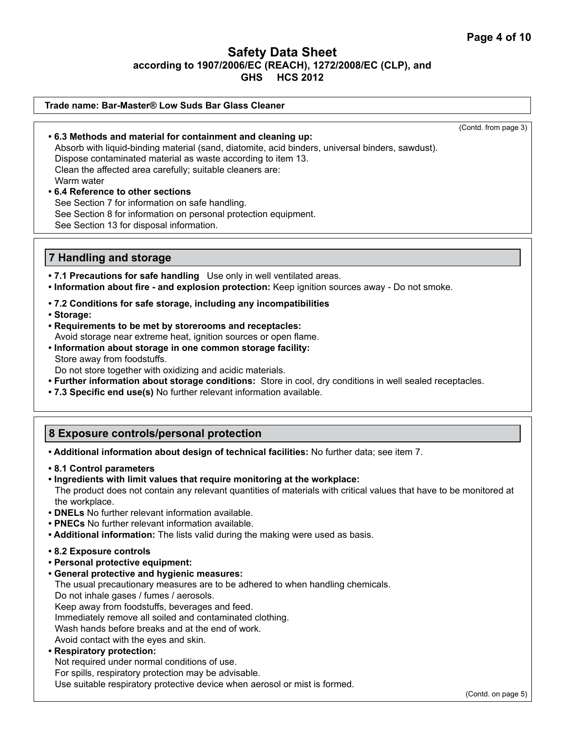Trade name: Bar-Master® Low Suds Bar Glass Cleaner

(Contd. from page 3)

- **6.3 Methods and material for containment and cleaning up:**
  Absorb with liquid-binding material (sand, diatomite, acid binders, universal binders, sawdust).
  Dispose contaminated material as waste according to item 13.
  Clean the affected area carefully; suitable cleaners are:
  Warm water
- **6.4 Reference to other sections**
  See Section 7 for information on safe handling.
  See Section 8 for information on personal protection equipment.
  See Section 13 for disposal information.

## 7 Handling and storage

- **7.1 Precautions for safe handling** Use only in well ventilated areas.
- **Information about fire - and explosion protection:** Keep ignition sources away - Do not smoke.
- **7.2 Conditions for safe storage, including any incompatibilities**
- **Storage:**
- **Requirements to be met by storerooms and receptacles:**
  Avoid storage near extreme heat, ignition sources or open flame.
- **Information about storage in one common storage facility:**
  Store away from foodstuffs.
  Do not store together with oxidizing and acidic materials.
- **Further information about storage conditions:** Store in cool, dry conditions in well sealed receptacles.
- **7.3 Specific end use(s)** No further relevant information available.

## 8 Exposure controls/personal protection

- **Additional information about design of technical facilities:** No further data; see item 7.
- **8.1 Control parameters**
- **Ingredients with limit values that require monitoring at the workplace:**
  The product does not contain any relevant quantities of materials with critical values that have to be monitored at the workplace.
- **DNELs** No further relevant information available.
- **PNECs** No further relevant information available.
- **Additional information:** The lists valid during the making were used as basis.
- **8.2 Exposure controls**
- **Personal protective equipment:**
- **General protective and hygienic measures:**
  The usual precautionary measures are to be adhered to when handling chemicals.
  Do not inhale gases / fumes / aerosols.
  Keep away from foodstuffs, beverages and feed.
  Immediately remove all soiled and contaminated clothing.
  Wash hands before breaks and at the end of work.
  Avoid contact with the eyes and skin.
- **Respiratory protection:**
  Not required under normal conditions of use.
  For spills, respiratory protection may be advisable.
  Use suitable respiratory protective device when aerosol or mist is formed.

(Contd. on page 5)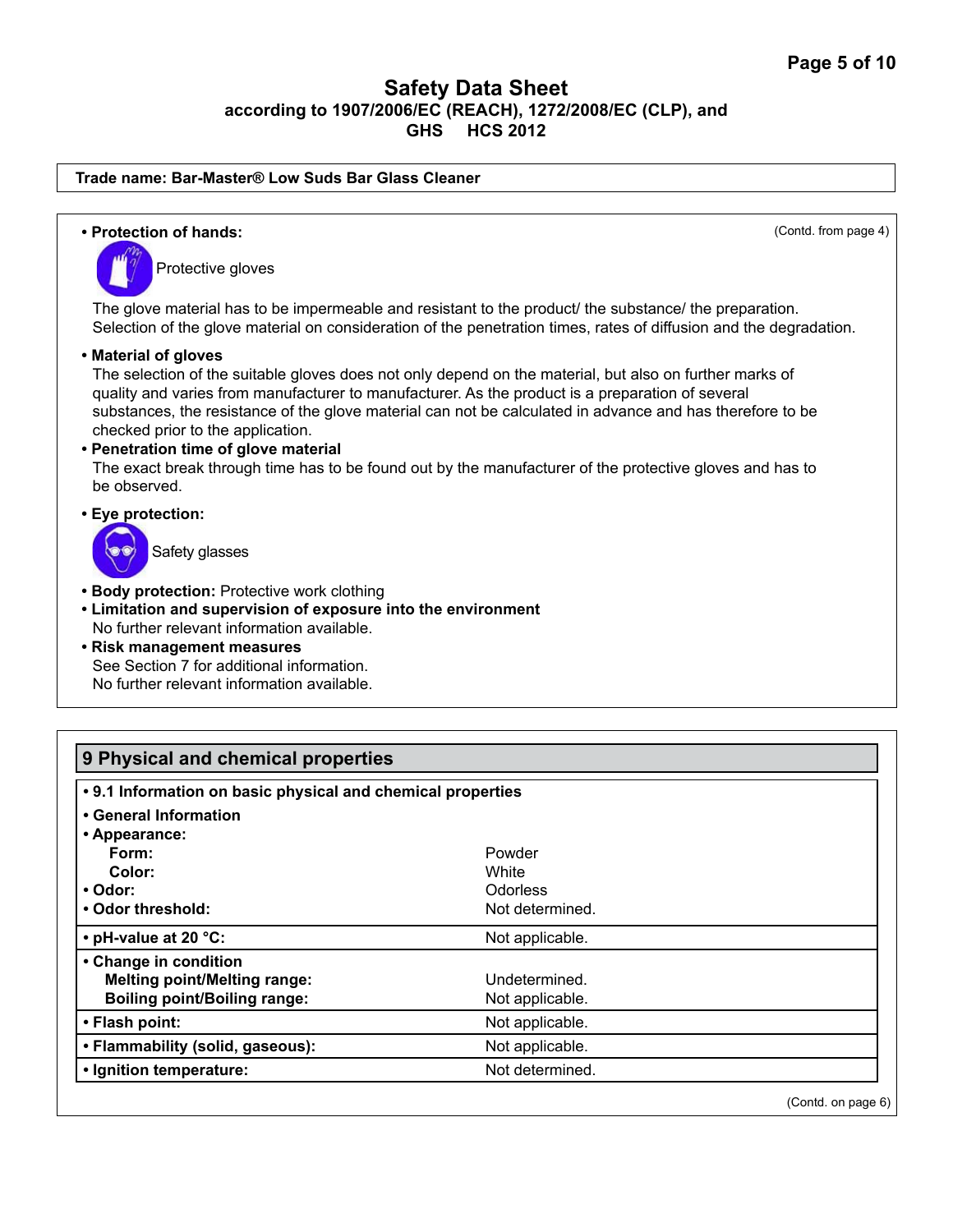**Trade name: Bar-Master® Low Suds Bar Glass Cleaner**

(Contd. from page 4)

- **Protection of hands:**

  Protective gloves

  The glove material has to be impermeable and resistant to the product/ the substance/ the preparation.
  Selection of the glove material on consideration of the penetration times, rates of diffusion and the degradation.

- **Material of gloves**

  The selection of the suitable gloves does not only depend on the material, but also on further marks of quality and varies from manufacturer to manufacturer. As the product is a preparation of several substances, the resistance of the glove material can not be calculated in advance and has therefore to be checked prior to the application.

- **Penetration time of glove material**

  The exact break through time has to be found out by the manufacturer of the protective gloves and has to be observed.

- **Eye protection:**

  Safety glasses

- **Body protection:** Protective work clothing
- **Limitation and supervision of exposure into the environment**

  No further relevant information available.

- **Risk management measures**

  See Section 7 for additional information.
  No further relevant information available.

## 9 Physical and chemical properties

| **• 9.1 Information on basic physical and chemical properties** | |
|---|---|
| **• General Information** | |
| **• Appearance:** | |
| **Form:** | Powder |
| **Color:** | White |
| **• Odor:** | Odorless |
| **• Odor threshold:** | Not determined. |
| **• pH-value at 20 °C:** | Not applicable. |
| **• Change in condition** | |
| **Melting point/Melting range:** | Undetermined. |
| **Boiling point/Boiling range:** | Not applicable. |
| **• Flash point:** | Not applicable. |
| **• Flammability (solid, gaseous):** | Not applicable. |
| **• Ignition temperature:** | Not determined. |

(Contd. on page 6)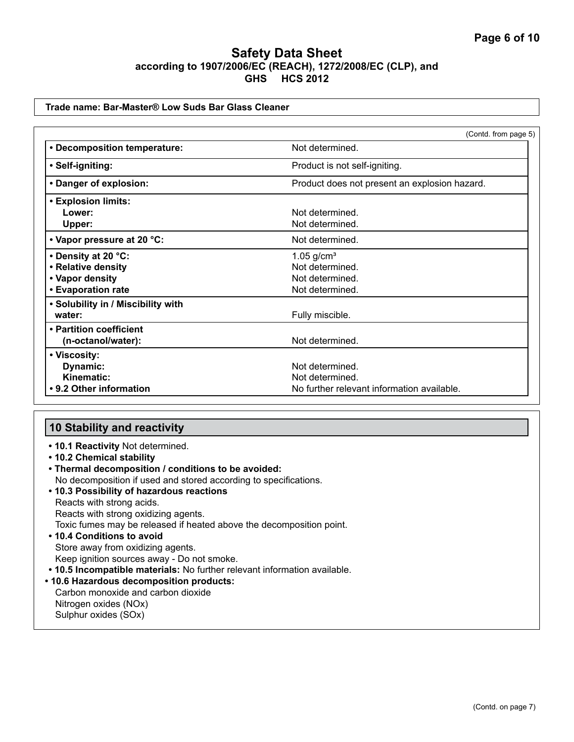# Safety Data Sheet

**according to 1907/2006/EC (REACH), 1272/2008/EC (CLP), and GHS HCS 2012**

**Trade name: Bar-Master® Low Suds Bar Glass Cleaner**

(Contd. from page 5)

| | |
|---|---|
| **• Decomposition temperature:** | Not determined. |
| **• Self-igniting:** | Product is not self-igniting. |
| **• Danger of explosion:** | Product does not present an explosion hazard. |
| **• Explosion limits:** | |
| **Lower:** | Not determined. |
| **Upper:** | Not determined. |
| **• Vapor pressure at 20 °C:** | Not determined. |
| **• Density at 20 °C:** | 1.05 g/cm³ |
| **• Relative density** | Not determined. |
| **• Vapor density** | Not determined. |
| **• Evaporation rate** | Not determined. |
| **• Solubility in / Miscibility with water:** | Fully miscible. |
| **• Partition coefficient (n-octanol/water):** | Not determined. |
| **• Viscosity:** | |
| **Dynamic:** | Not determined. |
| **Kinematic:** | Not determined. |
| **• 9.2 Other information** | No further relevant information available. |

## 10 Stability and reactivity

- **10.1 Reactivity** Not determined.
- **10.2 Chemical stability**
- **Thermal decomposition / conditions to be avoided:**
  No decomposition if used and stored according to specifications.
- **10.3 Possibility of hazardous reactions**
  Reacts with strong acids.
  Reacts with strong oxidizing agents.
  Toxic fumes may be released if heated above the decomposition point.
- **10.4 Conditions to avoid**
  Store away from oxidizing agents.
  Keep ignition sources away - Do not smoke.
- **10.5 Incompatible materials:** No further relevant information available.
- **10.6 Hazardous decomposition products:**
  Carbon monoxide and carbon dioxide
  Nitrogen oxides (NOx)
  Sulphur oxides (SOx)

(Contd. on page 7)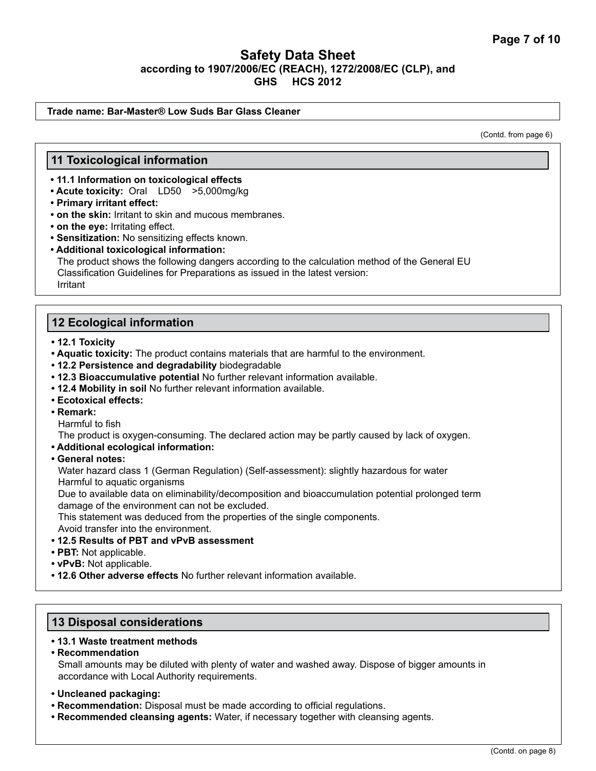**Trade name: Bar-Master® Low Suds Bar Glass Cleaner**

(Contd. from page 6)

## 11 Toxicological information

- **11.1 Information on toxicological effects**
- **Acute toxicity:** Oral LD50 >5,000mg/kg
- **Primary irritant effect:**
- **on the skin:** Irritant to skin and mucous membranes.
- **on the eye:** Irritating effect.
- **Sensitization:** No sensitizing effects known.
- **Additional toxicological information:**

  The product shows the following dangers according to the calculation method of the General EU Classification Guidelines for Preparations as issued in the latest version:

  Irritant

## 12 Ecological information

- **12.1 Toxicity**
- **Aquatic toxicity:** The product contains materials that are harmful to the environment.
- **12.2 Persistence and degradability** biodegradable
- **12.3 Bioaccumulative potential** No further relevant information available.
- **12.4 Mobility in soil** No further relevant information available.
- **Ecotoxical effects:**
- **Remark:**

  Harmful to fish

  The product is oxygen-consuming. The declared action may be partly caused by lack of oxygen.
- **Additional ecological information:**
- **General notes:**

  Water hazard class 1 (German Regulation) (Self-assessment): slightly hazardous for water

  Harmful to aquatic organisms

  Due to available data on eliminability/decomposition and bioaccumulation potential prolonged term damage of the environment can not be excluded.

  This statement was deduced from the properties of the single components.

  Avoid transfer into the environment.
- **12.5 Results of PBT and vPvB assessment**
- **PBT:** Not applicable.
- **vPvB:** Not applicable.
- **12.6 Other adverse effects** No further relevant information available.

## 13 Disposal considerations

- **13.1 Waste treatment methods**
- **Recommendation**

  Small amounts may be diluted with plenty of water and washed away. Dispose of bigger amounts in accordance with Local Authority requirements.

- **Uncleaned packaging:**
- **Recommendation:** Disposal must be made according to official regulations.
- **Recommended cleansing agents:** Water, if necessary together with cleansing agents.

(Contd. on page 8)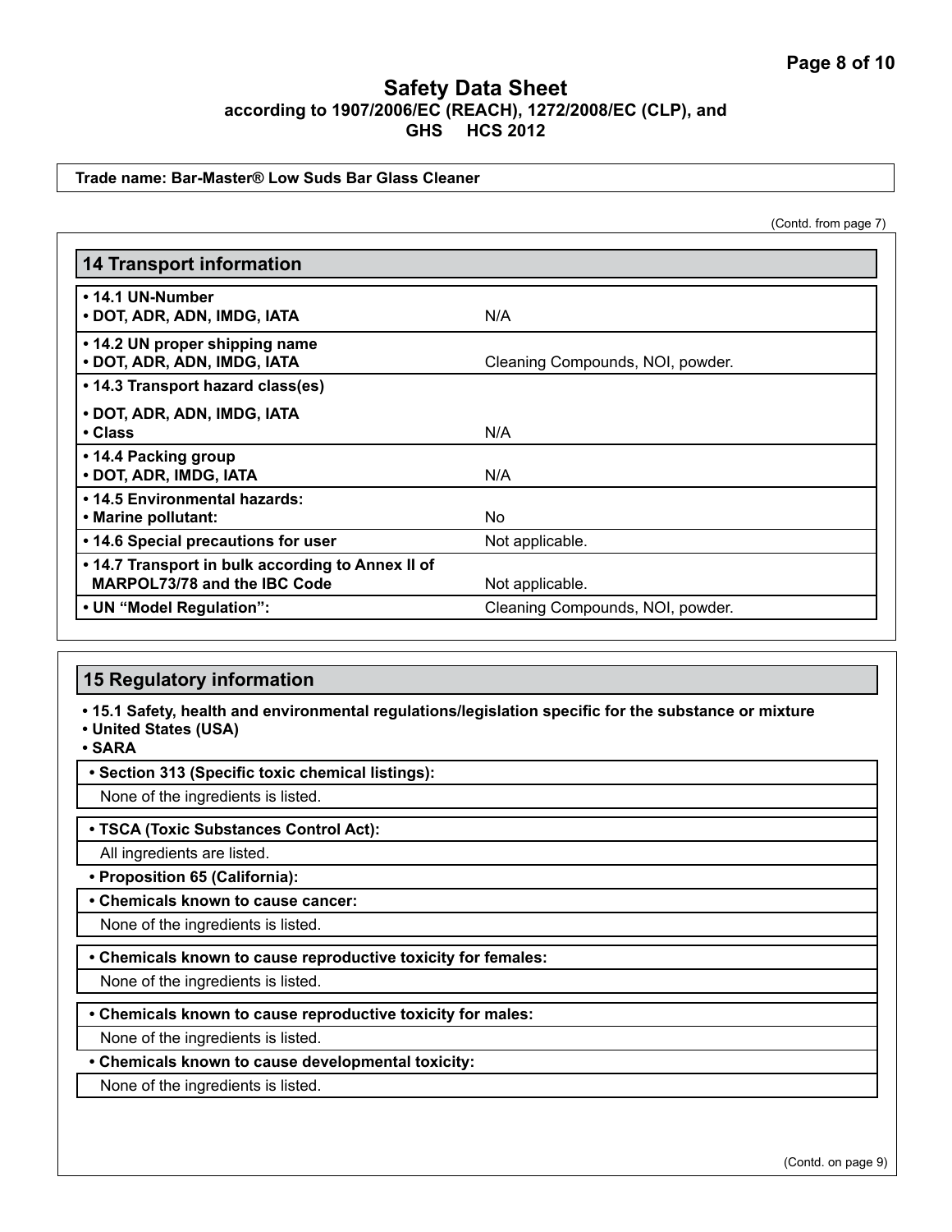# Safety Data Sheet

**according to 1907/2006/EC (REACH), 1272/2008/EC (CLP), and GHS HCS 2012**

**Trade name: Bar-Master® Low Suds Bar Glass Cleaner**

(Contd. from page 7)

## 14 Transport information

| | |
|---|---|
| **• 14.1 UN-Number**<br>**• DOT, ADR, ADN, IMDG, IATA** | N/A |
| **• 14.2 UN proper shipping name**<br>**• DOT, ADR, ADN, IMDG, IATA** | Cleaning Compounds, NOI, powder. |
| **• 14.3 Transport hazard class(es)** | |
| **• DOT, ADR, ADN, IMDG, IATA**<br>**• Class** | N/A |
| **• 14.4 Packing group**<br>**• DOT, ADR, IMDG, IATA** | N/A |
| **• 14.5 Environmental hazards:**<br>**• Marine pollutant:** | No |
| **• 14.6 Special precautions for user** | Not applicable. |
| **• 14.7 Transport in bulk according to Annex II of MARPOL73/78 and the IBC Code** | Not applicable. |
| **• UN "Model Regulation":** | Cleaning Compounds, NOI, powder. |

## 15 Regulatory information

**• 15.1 Safety, health and environmental regulations/legislation specific for the substance or mixture**

**• United States (USA)**

**• SARA**

**• Section 313 (Specific toxic chemical listings):**

None of the ingredients is listed.

**• TSCA (Toxic Substances Control Act):**

All ingredients are listed.

**• Proposition 65 (California):**

**• Chemicals known to cause cancer:**

None of the ingredients is listed.

**• Chemicals known to cause reproductive toxicity for females:**

None of the ingredients is listed.

**• Chemicals known to cause reproductive toxicity for males:**

None of the ingredients is listed.

**• Chemicals known to cause developmental toxicity:**

None of the ingredients is listed.

(Contd. on page 9)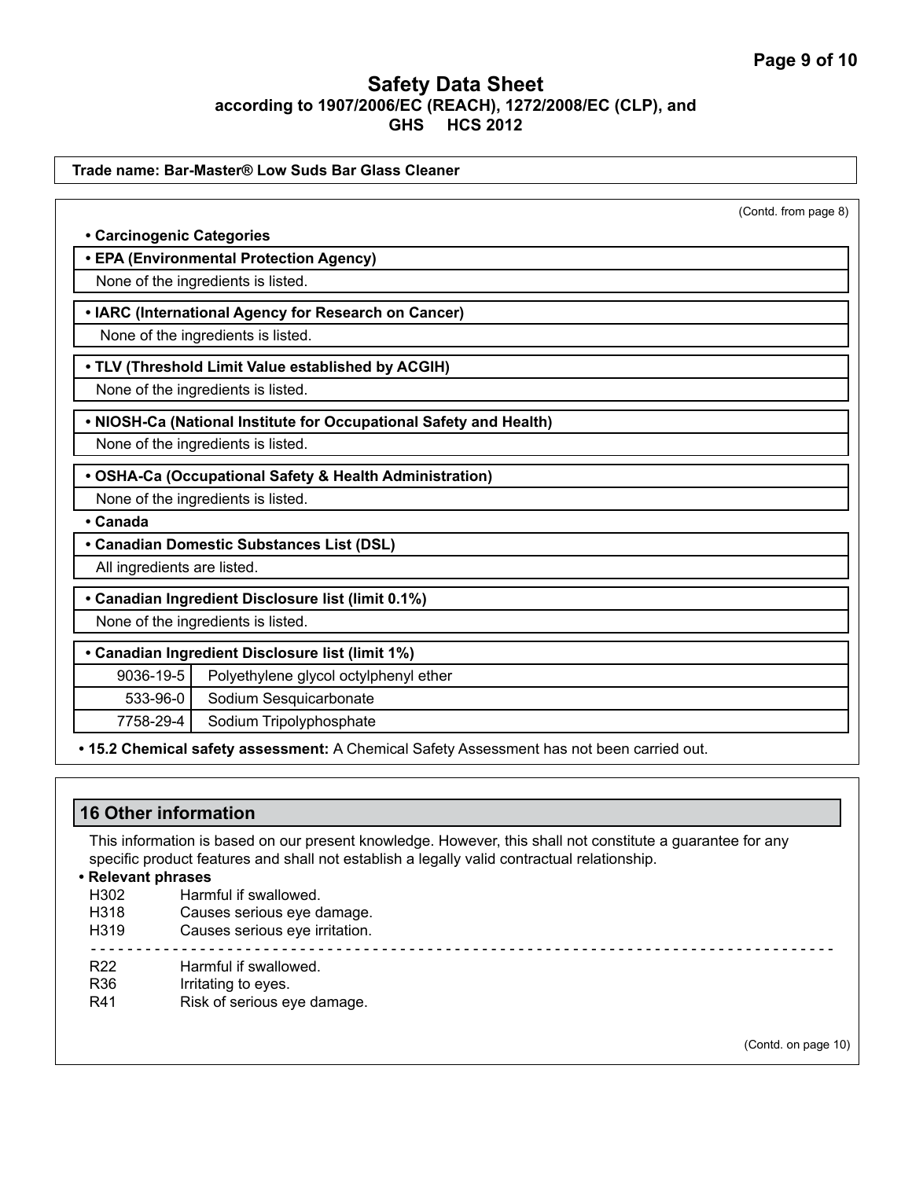# Safety Data Sheet

**according to 1907/2006/EC (REACH), 1272/2008/EC (CLP), and GHS HCS 2012**

**Trade name: Bar-Master® Low Suds Bar Glass Cleaner**

(Contd. from page 8)

- **Carcinogenic Categories**

- **EPA (Environmental Protection Agency)**

None of the ingredients is listed.

- **IARC (International Agency for Research on Cancer)**

None of the ingredients is listed.

- **TLV (Threshold Limit Value established by ACGIH)**

None of the ingredients is listed.

- **NIOSH-Ca (National Institute for Occupational Safety and Health)**

None of the ingredients is listed.

- **OSHA-Ca (Occupational Safety & Health Administration)**

None of the ingredients is listed.

- **Canada**

- **Canadian Domestic Substances List (DSL)**

All ingredients are listed.

- **Canadian Ingredient Disclosure list (limit 0.1%)**

None of the ingredients is listed.

- **Canadian Ingredient Disclosure list (limit 1%)**

| | |
|---|---|
| 9036-19-5 | Polyethylene glycol octylphenyl ether |
| 533-96-0 | Sodium Sesquicarbonate |
| 7758-29-4 | Sodium Tripolyphosphate |

- **15.2 Chemical safety assessment:** A Chemical Safety Assessment has not been carried out.

## 16 Other information

This information is based on our present knowledge. However, this shall not constitute a guarantee for any specific product features and shall not establish a legally valid contractual relationship.

- **Relevant phrases**

H302 Harmful if swallowed.
H318 Causes serious eye damage.
H319 Causes serious eye irritation.

---

R22 Harmful if swallowed.
R36 Irritating to eyes.
R41 Risk of serious eye damage.

(Contd. on page 10)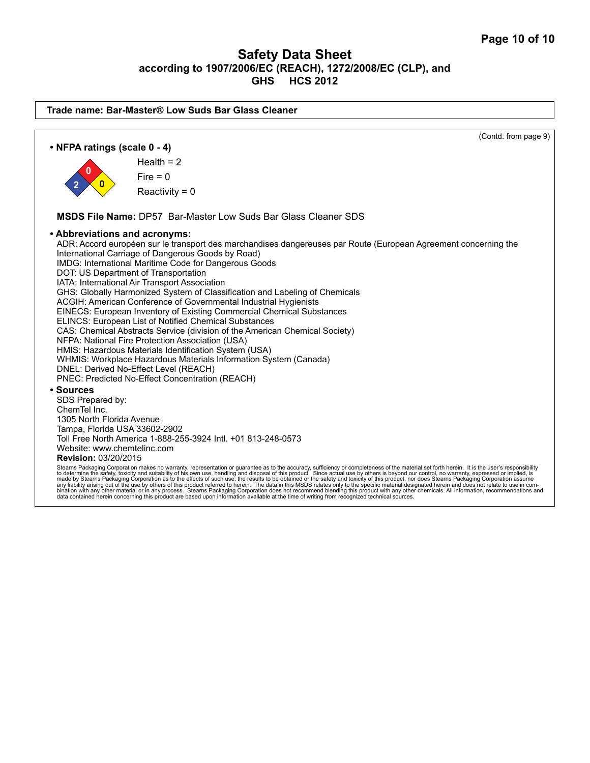# Safety Data Sheet

**according to 1907/2006/EC (REACH), 1272/2008/EC (CLP), and GHS HCS 2012**

**Trade name: Bar-Master® Low Suds Bar Glass Cleaner**

(Contd. from page 9)

- **NFPA ratings (scale 0 - 4)**

Health = 2
Fire = 0
Reactivity = 0

**MSDS File Name:** DP57 Bar-Master Low Suds Bar Glass Cleaner SDS

- **Abbreviations and acronyms:**

ADR: Accord européen sur le transport des marchandises dangereuses par Route (European Agreement concerning the International Carriage of Dangerous Goods by Road)
IMDG: International Maritime Code for Dangerous Goods
DOT: US Department of Transportation
IATA: International Air Transport Association
GHS: Globally Harmonized System of Classification and Labeling of Chemicals
ACGIH: American Conference of Governmental Industrial Hygienists
EINECS: European Inventory of Existing Commercial Chemical Substances
ELINCS: European List of Notified Chemical Substances
CAS: Chemical Abstracts Service (division of the American Chemical Society)
NFPA: National Fire Protection Association (USA)
HMIS: Hazardous Materials Identification System (USA)
WHMIS: Workplace Hazardous Materials Information System (Canada)
DNEL: Derived No-Effect Level (REACH)
PNEC: Predicted No-Effect Concentration (REACH)

- **Sources**

SDS Prepared by:
ChemTel Inc.
1305 North Florida Avenue
Tampa, Florida USA 33602-2902
Toll Free North America 1-888-255-3924 Intl. +01 813-248-0573
Website: www.chemtelinc.com
**Revision:** 03/20/2015

Stearns Packaging Corporation makes no warranty, representation or guarantee as to the accuracy, sufficiency or completeness of the material set forth herein. It is the user's responsibility to determine the safety, toxicity and suitability of his own use, handling and disposal of this product. Since actual use by others is beyond our control, no warranty, expressed or implied, is made by Stearns Packaging Corporation as to the effects of such use, the results to be obtained or the safety and toxicity of this product, nor does Stearns Packaging Corporation assume any liability arising out of the use by others of this product referred to herein. The data in this MSDS relates only to the specific material designated herein and does not relate to use in combination with any other material or in any process. Stearns Packaging Corporation does not recommend blending this product with any other chemicals. All information, recommendations and data contained herein concerning this product are based upon information available at the time of writing from recognized technical sources.